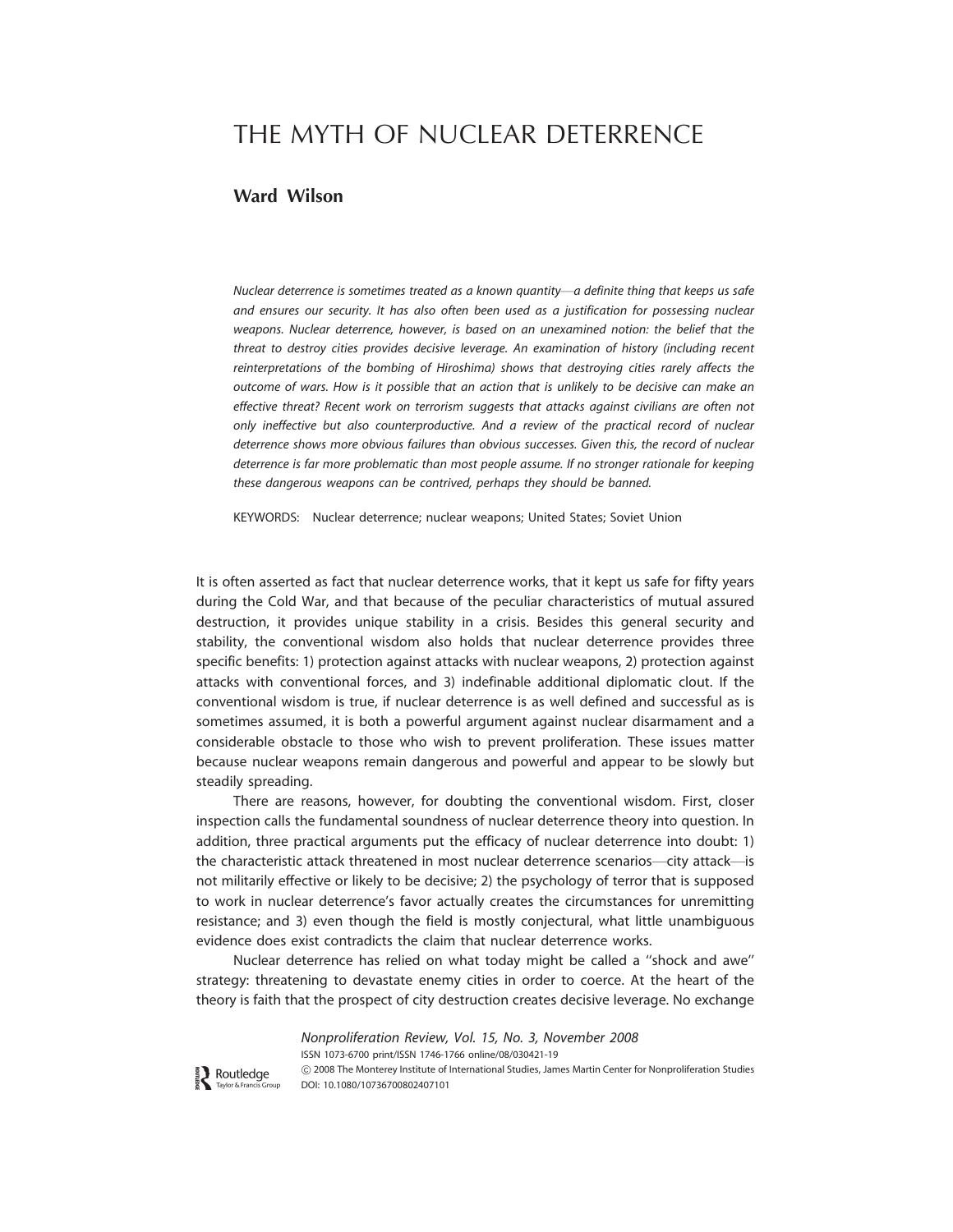# THE MYTH OF NUCLEAR DETERRENCE

**Ward Wilson**

*Nuclear deterrence is sometimes treated as a known quantity—a definite thing that keeps us safe and ensures our security. It has also often been used as a justification for possessing nuclear weapons. Nuclear deterrence, however, is based on an unexamined notion: the belief that the threat to destroy cities provides decisive leverage. An examination of history (including recent reinterpretations of the bombing of Hiroshima) shows that destroying cities rarely affects the outcome of wars. How is it possible that an action that is unlikely to be decisive can make an effective threat? Recent work on terrorism suggests that attacks against civilians are often not only ineffective but also counterproductive. And a review of the practical record of nuclear deterrence shows more obvious failures than obvious successes. Given this, the record of nuclear deterrence is far more problematic than most people assume. If no stronger rationale for keeping these dangerous weapons can be contrived, perhaps they should be banned.*

KEYWORDS: Nuclear deterrence; nuclear weapons; United States; Soviet Union

It is often asserted as fact that nuclear deterrence works, that it kept us safe for fifty years during the Cold War, and that because of the peculiar characteristics of mutual assured destruction, it provides unique stability in a crisis. Besides this general security and stability, the conventional wisdom also holds that nuclear deterrence provides three specific benefits: 1) protection against attacks with nuclear weapons, 2) protection against attacks with conventional forces, and 3) indefinable additional diplomatic clout. If the conventional wisdom is true, if nuclear deterrence is as well defined and successful as is sometimes assumed, it is both a powerful argument against nuclear disarmament and a considerable obstacle to those who wish to prevent proliferation. These issues matter because nuclear weapons remain dangerous and powerful and appear to be slowly but steadily spreading.

There are reasons, however, for doubting the conventional wisdom. First, closer inspection calls the fundamental soundness of nuclear deterrence theory into question. In addition, three practical arguments put the efficacy of nuclear deterrence into doubt: 1) the characteristic attack threatened in most nuclear deterrence scenarios—city attack—is not militarily effective or likely to be decisive; 2) the psychology of terror that is supposed to work in nuclear deterrence's favor actually creates the circumstances for unremitting resistance; and 3) even though the field is mostly conjectural, what little unambiguous evidence does exist contradicts the claim that nuclear deterrence works.

Nuclear deterrence has relied on what today might be called a ''shock and awe'' strategy: threatening to devastate enemy cities in order to coerce. At the heart of the theory is faith that the prospect of city destruction creates decisive leverage. No exchange

*Nonproliferation Review, Vol. 15, No. 3, November 2008*
ISSN 1073-6700 print/ISSN 1746-1766 online/08/030421-19
© 2008 The Monterey Institute of International Studies, James Martin Center for Nonproliferation Studies
DOI: 10.1080/10736700802407101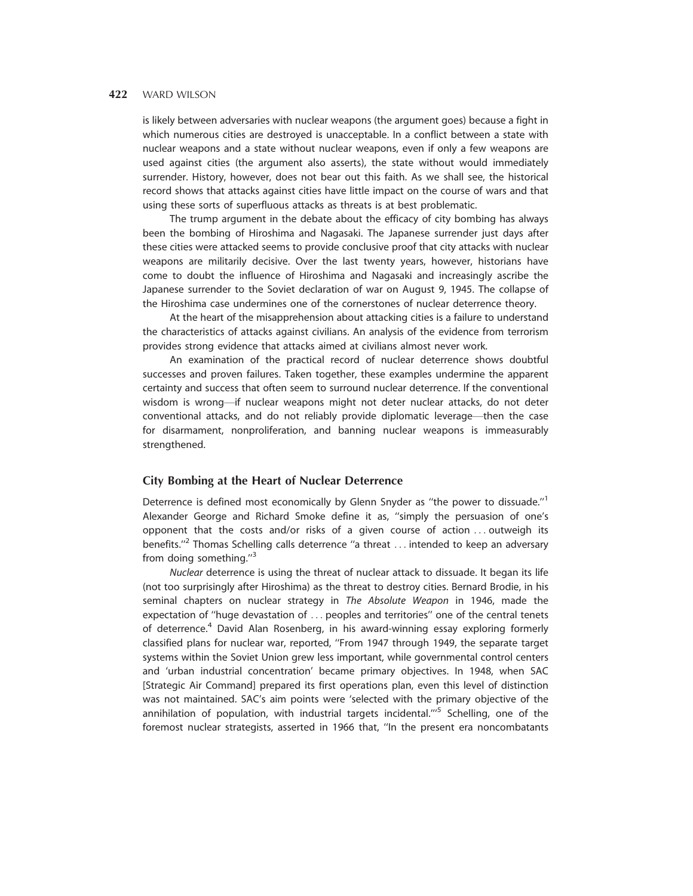is likely between adversaries with nuclear weapons (the argument goes) because a fight in which numerous cities are destroyed is unacceptable. In a conflict between a state with nuclear weapons and a state without nuclear weapons, even if only a few weapons are used against cities (the argument also asserts), the state without would immediately surrender. History, however, does not bear out this faith. As we shall see, the historical record shows that attacks against cities have little impact on the course of wars and that using these sorts of superfluous attacks as threats is at best problematic.

The trump argument in the debate about the efficacy of city bombing has always been the bombing of Hiroshima and Nagasaki. The Japanese surrender just days after these cities were attacked seems to provide conclusive proof that city attacks with nuclear weapons are militarily decisive. Over the last twenty years, however, historians have come to doubt the influence of Hiroshima and Nagasaki and increasingly ascribe the Japanese surrender to the Soviet declaration of war on August 9, 1945. The collapse of the Hiroshima case undermines one of the cornerstones of nuclear deterrence theory.

At the heart of the misapprehension about attacking cities is a failure to understand the characteristics of attacks against civilians. An analysis of the evidence from terrorism provides strong evidence that attacks aimed at civilians almost never work.

An examination of the practical record of nuclear deterrence shows doubtful successes and proven failures. Taken together, these examples undermine the apparent certainty and success that often seem to surround nuclear deterrence. If the conventional wisdom is wrong—if nuclear weapons might not deter nuclear attacks, do not deter conventional attacks, and do not reliably provide diplomatic leverage—then the case for disarmament, nonproliferation, and banning nuclear weapons is immeasurably strengthened.

## City Bombing at the Heart of Nuclear Deterrence

Deterrence is defined most economically by Glenn Snyder as "the power to dissuade."[1] Alexander George and Richard Smoke define it as, "simply the persuasion of one's opponent that the costs and/or risks of a given course of action . . . outweigh its benefits."[2] Thomas Schelling calls deterrence "a threat . . . intended to keep an adversary from doing something."[3]

*Nuclear* deterrence is using the threat of nuclear attack to dissuade. It began its life (not too surprisingly after Hiroshima) as the threat to destroy cities. Bernard Brodie, in his seminal chapters on nuclear strategy in *The Absolute Weapon* in 1946, made the expectation of "huge devastation of . . . peoples and territories" one of the central tenets of deterrence.[4] David Alan Rosenberg, in his award-winning essay exploring formerly classified plans for nuclear war, reported, "From 1947 through 1949, the separate target systems within the Soviet Union grew less important, while governmental control centers and 'urban industrial concentration' became primary objectives. In 1948, when SAC [Strategic Air Command] prepared its first operations plan, even this level of distinction was not maintained. SAC's aim points were 'selected with the primary objective of the annihilation of population, with industrial targets incidental.'"[5] Schelling, one of the foremost nuclear strategists, asserted in 1966 that, "In the present era noncombatants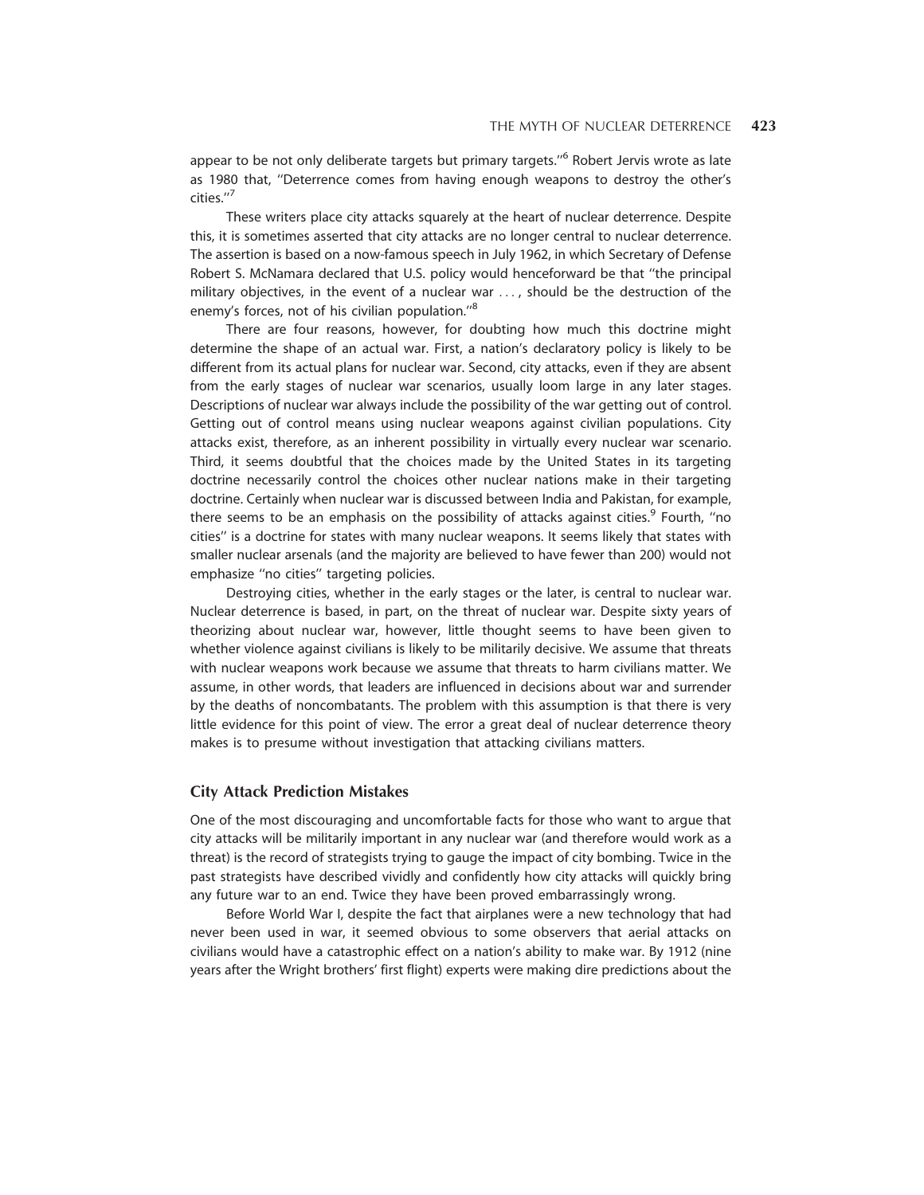appear to be not only deliberate targets but primary targets.''[6] Robert Jervis wrote as late as 1980 that, ''Deterrence comes from having enough weapons to destroy the other's cities.''[7]

These writers place city attacks squarely at the heart of nuclear deterrence. Despite this, it is sometimes asserted that city attacks are no longer central to nuclear deterrence. The assertion is based on a now-famous speech in July 1962, in which Secretary of Defense Robert S. McNamara declared that U.S. policy would henceforward be that ''the principal military objectives, in the event of a nuclear war . . . , should be the destruction of the enemy's forces, not of his civilian population.''[8]

There are four reasons, however, for doubting how much this doctrine might determine the shape of an actual war. First, a nation's declaratory policy is likely to be different from its actual plans for nuclear war. Second, city attacks, even if they are absent from the early stages of nuclear war scenarios, usually loom large in any later stages. Descriptions of nuclear war always include the possibility of the war getting out of control. Getting out of control means using nuclear weapons against civilian populations. City attacks exist, therefore, as an inherent possibility in virtually every nuclear war scenario. Third, it seems doubtful that the choices made by the United States in its targeting doctrine necessarily control the choices other nuclear nations make in their targeting doctrine. Certainly when nuclear war is discussed between India and Pakistan, for example, there seems to be an emphasis on the possibility of attacks against cities.[9] Fourth, ''no cities'' is a doctrine for states with many nuclear weapons. It seems likely that states with smaller nuclear arsenals (and the majority are believed to have fewer than 200) would not emphasize ''no cities'' targeting policies.

Destroying cities, whether in the early stages or the later, is central to nuclear war. Nuclear deterrence is based, in part, on the threat of nuclear war. Despite sixty years of theorizing about nuclear war, however, little thought seems to have been given to whether violence against civilians is likely to be militarily decisive. We assume that threats with nuclear weapons work because we assume that threats to harm civilians matter. We assume, in other words, that leaders are influenced in decisions about war and surrender by the deaths of noncombatants. The problem with this assumption is that there is very little evidence for this point of view. The error a great deal of nuclear deterrence theory makes is to presume without investigation that attacking civilians matters.

## City Attack Prediction Mistakes

One of the most discouraging and uncomfortable facts for those who want to argue that city attacks will be militarily important in any nuclear war (and therefore would work as a threat) is the record of strategists trying to gauge the impact of city bombing. Twice in the past strategists have described vividly and confidently how city attacks will quickly bring any future war to an end. Twice they have been proved embarrassingly wrong.

Before World War I, despite the fact that airplanes were a new technology that had never been used in war, it seemed obvious to some observers that aerial attacks on civilians would have a catastrophic effect on a nation's ability to make war. By 1912 (nine years after the Wright brothers' first flight) experts were making dire predictions about the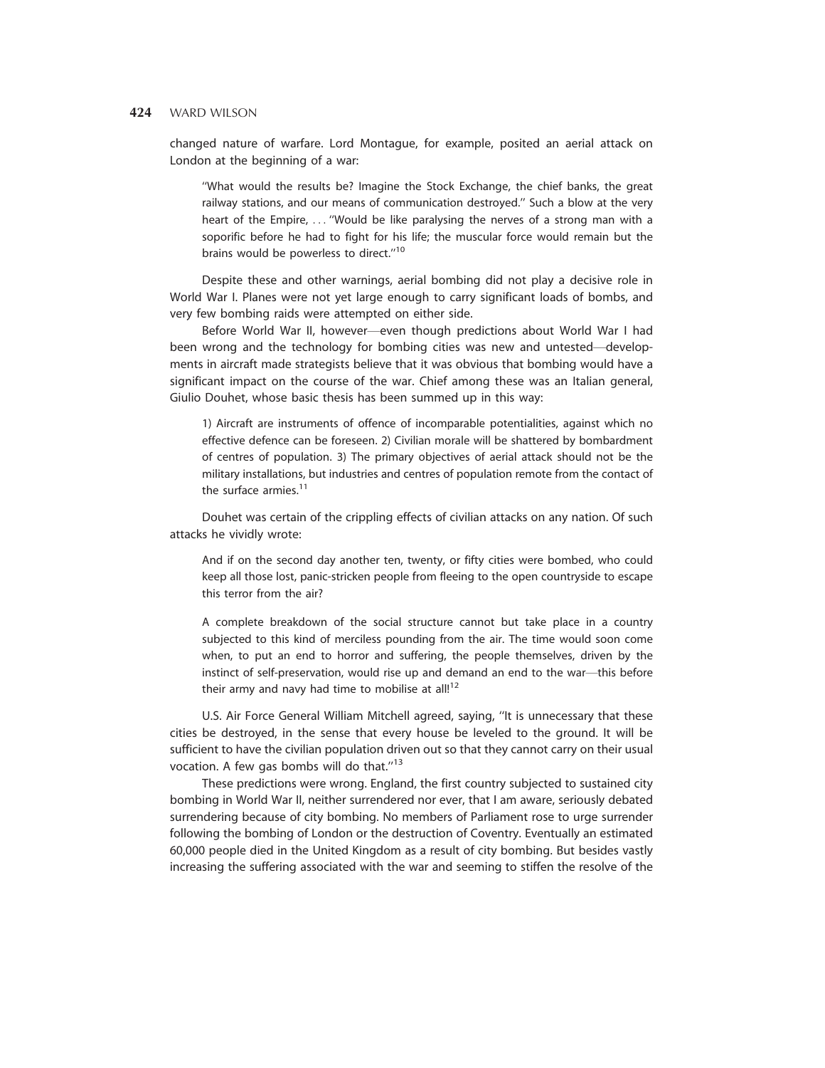changed nature of warfare. Lord Montague, for example, posited an aerial attack on London at the beginning of a war:

> "What would the results be? Imagine the Stock Exchange, the chief banks, the great railway stations, and our means of communication destroyed." Such a blow at the very heart of the Empire, . . . "Would be like paralysing the nerves of a strong man with a soporific before he had to fight for his life; the muscular force would remain but the brains would be powerless to direct."[10]

Despite these and other warnings, aerial bombing did not play a decisive role in World War I. Planes were not yet large enough to carry significant loads of bombs, and very few bombing raids were attempted on either side.

Before World War II, however—even though predictions about World War I had been wrong and the technology for bombing cities was new and untested—developments in aircraft made strategists believe that it was obvious that bombing would have a significant impact on the course of the war. Chief among these was an Italian general, Giulio Douhet, whose basic thesis has been summed up in this way:

> 1) Aircraft are instruments of offence of incomparable potentialities, against which no effective defence can be foreseen. 2) Civilian morale will be shattered by bombardment of centres of population. 3) The primary objectives of aerial attack should not be the military installations, but industries and centres of population remote from the contact of the surface armies.[11]

Douhet was certain of the crippling effects of civilian attacks on any nation. Of such attacks he vividly wrote:

> And if on the second day another ten, twenty, or fifty cities were bombed, who could keep all those lost, panic-stricken people from fleeing to the open countryside to escape this terror from the air?
>
> A complete breakdown of the social structure cannot but take place in a country subjected to this kind of merciless pounding from the air. The time would soon come when, to put an end to horror and suffering, the people themselves, driven by the instinct of self-preservation, would rise up and demand an end to the war—this before their army and navy had time to mobilise at all![12]

U.S. Air Force General William Mitchell agreed, saying, "It is unnecessary that these cities be destroyed, in the sense that every house be leveled to the ground. It will be sufficient to have the civilian population driven out so that they cannot carry on their usual vocation. A few gas bombs will do that."[13]

These predictions were wrong. England, the first country subjected to sustained city bombing in World War II, neither surrendered nor ever, that I am aware, seriously debated surrendering because of city bombing. No members of Parliament rose to urge surrender following the bombing of London or the destruction of Coventry. Eventually an estimated 60,000 people died in the United Kingdom as a result of city bombing. But besides vastly increasing the suffering associated with the war and seeming to stiffen the resolve of the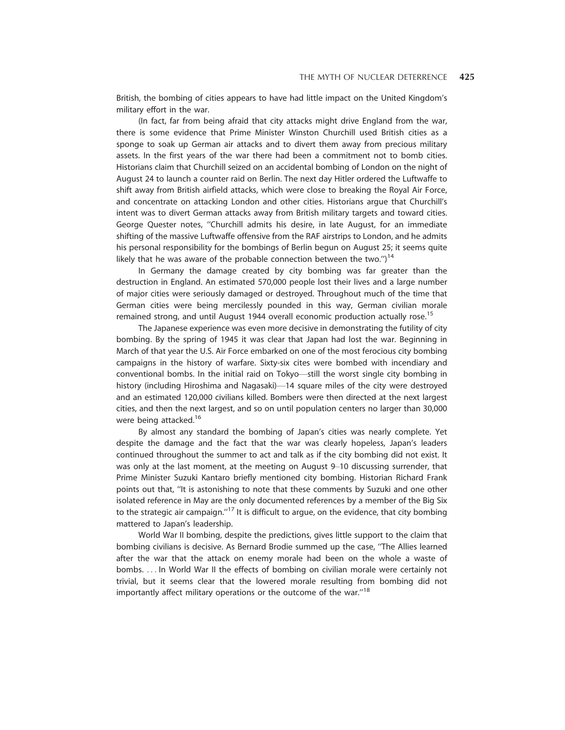British, the bombing of cities appears to have had little impact on the United Kingdom's military effort in the war.

(In fact, far from being afraid that city attacks might drive England from the war, there is some evidence that Prime Minister Winston Churchill used British cities as a sponge to soak up German air attacks and to divert them away from precious military assets. In the first years of the war there had been a commitment not to bomb cities. Historians claim that Churchill seized on an accidental bombing of London on the night of August 24 to launch a counter raid on Berlin. The next day Hitler ordered the Luftwaffe to shift away from British airfield attacks, which were close to breaking the Royal Air Force, and concentrate on attacking London and other cities. Historians argue that Churchill's intent was to divert German attacks away from British military targets and toward cities. George Quester notes, ''Churchill admits his desire, in late August, for an immediate shifting of the massive Luftwaffe offensive from the RAF airstrips to London, and he admits his personal responsibility for the bombings of Berlin begun on August 25; it seems quite likely that he was aware of the probable connection between the two.'')[14]

In Germany the damage created by city bombing was far greater than the destruction in England. An estimated 570,000 people lost their lives and a large number of major cities were seriously damaged or destroyed. Throughout much of the time that German cities were being mercilessly pounded in this way, German civilian morale remained strong, and until August 1944 overall economic production actually rose.[15]

The Japanese experience was even more decisive in demonstrating the futility of city bombing. By the spring of 1945 it was clear that Japan had lost the war. Beginning in March of that year the U.S. Air Force embarked on one of the most ferocious city bombing campaigns in the history of warfare. Sixty-six cites were bombed with incendiary and conventional bombs. In the initial raid on Tokyo—still the worst single city bombing in history (including Hiroshima and Nagasaki)—14 square miles of the city were destroyed and an estimated 120,000 civilians killed. Bombers were then directed at the next largest cities, and then the next largest, and so on until population centers no larger than 30,000 were being attacked.[16]

By almost any standard the bombing of Japan's cities was nearly complete. Yet despite the damage and the fact that the war was clearly hopeless, Japan's leaders continued throughout the summer to act and talk as if the city bombing did not exist. It was only at the last moment, at the meeting on August 9–10 discussing surrender, that Prime Minister Suzuki Kantaro briefly mentioned city bombing. Historian Richard Frank points out that, ''It is astonishing to note that these comments by Suzuki and one other isolated reference in May are the only documented references by a member of the Big Six to the strategic air campaign.''[17] It is difficult to argue, on the evidence, that city bombing mattered to Japan's leadership.

World War II bombing, despite the predictions, gives little support to the claim that bombing civilians is decisive. As Bernard Brodie summed up the case, ''The Allies learned after the war that the attack on enemy morale had been on the whole a waste of bombs. . . . In World War II the effects of bombing on civilian morale were certainly not trivial, but it seems clear that the lowered morale resulting from bombing did not importantly affect military operations or the outcome of the war.''[18]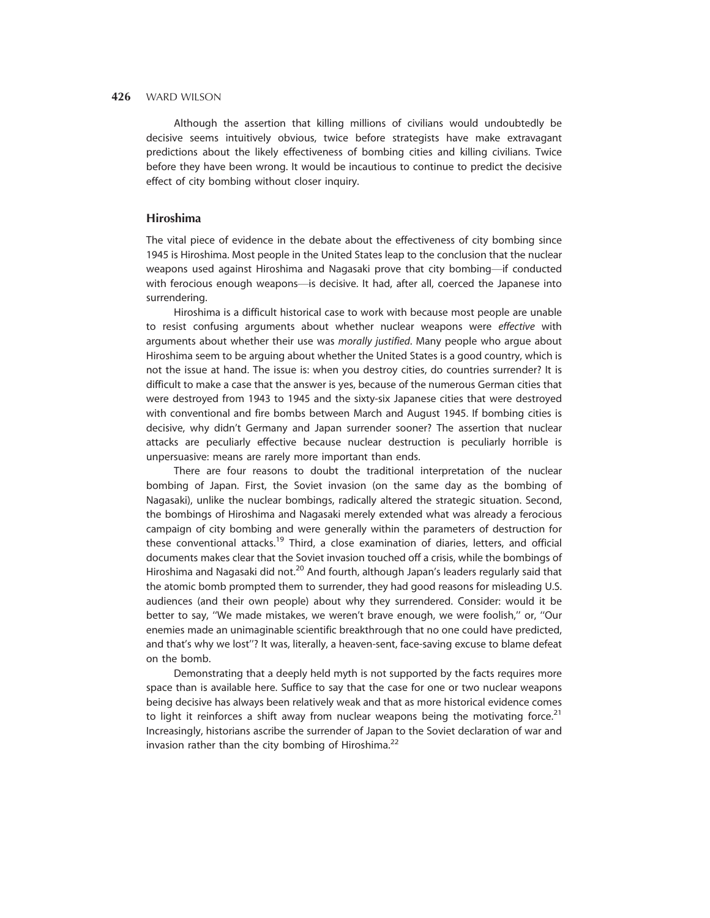Although the assertion that killing millions of civilians would undoubtedly be decisive seems intuitively obvious, twice before strategists have make extravagant predictions about the likely effectiveness of bombing cities and killing civilians. Twice before they have been wrong. It would be incautious to continue to predict the decisive effect of city bombing without closer inquiry.

## Hiroshima

The vital piece of evidence in the debate about the effectiveness of city bombing since 1945 is Hiroshima. Most people in the United States leap to the conclusion that the nuclear weapons used against Hiroshima and Nagasaki prove that city bombing—if conducted with ferocious enough weapons—is decisive. It had, after all, coerced the Japanese into surrendering.

Hiroshima is a difficult historical case to work with because most people are unable to resist confusing arguments about whether nuclear weapons were *effective* with arguments about whether their use was *morally justified*. Many people who argue about Hiroshima seem to be arguing about whether the United States is a good country, which is not the issue at hand. The issue is: when you destroy cities, do countries surrender? It is difficult to make a case that the answer is yes, because of the numerous German cities that were destroyed from 1943 to 1945 and the sixty-six Japanese cities that were destroyed with conventional and fire bombs between March and August 1945. If bombing cities is decisive, why didn't Germany and Japan surrender sooner? The assertion that nuclear attacks are peculiarly effective because nuclear destruction is peculiarly horrible is unpersuasive: means are rarely more important than ends.

There are four reasons to doubt the traditional interpretation of the nuclear bombing of Japan. First, the Soviet invasion (on the same day as the bombing of Nagasaki), unlike the nuclear bombings, radically altered the strategic situation. Second, the bombings of Hiroshima and Nagasaki merely extended what was already a ferocious campaign of city bombing and were generally within the parameters of destruction for these conventional attacks.[19] Third, a close examination of diaries, letters, and official documents makes clear that the Soviet invasion touched off a crisis, while the bombings of Hiroshima and Nagasaki did not.[20] And fourth, although Japan's leaders regularly said that the atomic bomb prompted them to surrender, they had good reasons for misleading U.S. audiences (and their own people) about why they surrendered. Consider: would it be better to say, ''We made mistakes, we weren't brave enough, we were foolish,'' or, ''Our enemies made an unimaginable scientific breakthrough that no one could have predicted, and that's why we lost''? It was, literally, a heaven-sent, face-saving excuse to blame defeat on the bomb.

Demonstrating that a deeply held myth is not supported by the facts requires more space than is available here. Suffice to say that the case for one or two nuclear weapons being decisive has always been relatively weak and that as more historical evidence comes to light it reinforces a shift away from nuclear weapons being the motivating force.[21] Increasingly, historians ascribe the surrender of Japan to the Soviet declaration of war and invasion rather than the city bombing of Hiroshima.[22]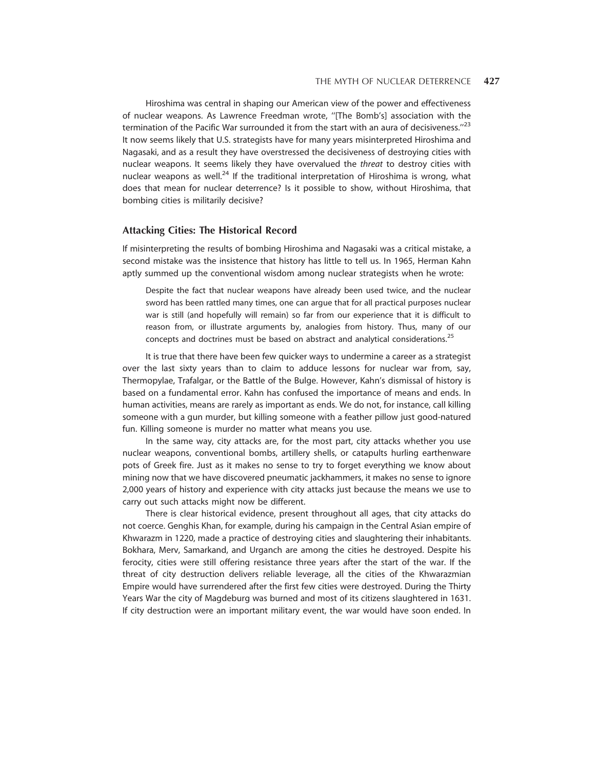Hiroshima was central in shaping our American view of the power and effectiveness of nuclear weapons. As Lawrence Freedman wrote, ''[The Bomb's] association with the termination of the Pacific War surrounded it from the start with an aura of decisiveness.''[23] It now seems likely that U.S. strategists have for many years misinterpreted Hiroshima and Nagasaki, and as a result they have overstressed the decisiveness of destroying cities with nuclear weapons. It seems likely they have overvalued the *threat* to destroy cities with nuclear weapons as well.[24] If the traditional interpretation of Hiroshima is wrong, what does that mean for nuclear deterrence? Is it possible to show, without Hiroshima, that bombing cities is militarily decisive?

## Attacking Cities: The Historical Record

If misinterpreting the results of bombing Hiroshima and Nagasaki was a critical mistake, a second mistake was the insistence that history has little to tell us. In 1965, Herman Kahn aptly summed up the conventional wisdom among nuclear strategists when he wrote:

> Despite the fact that nuclear weapons have already been used twice, and the nuclear sword has been rattled many times, one can argue that for all practical purposes nuclear war is still (and hopefully will remain) so far from our experience that it is difficult to reason from, or illustrate arguments by, analogies from history. Thus, many of our concepts and doctrines must be based on abstract and analytical considerations.[25]

It is true that there have been few quicker ways to undermine a career as a strategist over the last sixty years than to claim to adduce lessons for nuclear war from, say, Thermopylae, Trafalgar, or the Battle of the Bulge. However, Kahn's dismissal of history is based on a fundamental error. Kahn has confused the importance of means and ends. In human activities, means are rarely as important as ends. We do not, for instance, call killing someone with a gun murder, but killing someone with a feather pillow just good-natured fun. Killing someone is murder no matter what means you use.

In the same way, city attacks are, for the most part, city attacks whether you use nuclear weapons, conventional bombs, artillery shells, or catapults hurling earthenware pots of Greek fire. Just as it makes no sense to try to forget everything we know about mining now that we have discovered pneumatic jackhammers, it makes no sense to ignore 2,000 years of history and experience with city attacks just because the means we use to carry out such attacks might now be different.

There is clear historical evidence, present throughout all ages, that city attacks do not coerce. Genghis Khan, for example, during his campaign in the Central Asian empire of Khwarazm in 1220, made a practice of destroying cities and slaughtering their inhabitants. Bokhara, Merv, Samarkand, and Urganch are among the cities he destroyed. Despite his ferocity, cities were still offering resistance three years after the start of the war. If the threat of city destruction delivers reliable leverage, all the cities of the Khwarazmian Empire would have surrendered after the first few cities were destroyed. During the Thirty Years War the city of Magdeburg was burned and most of its citizens slaughtered in 1631. If city destruction were an important military event, the war would have soon ended. In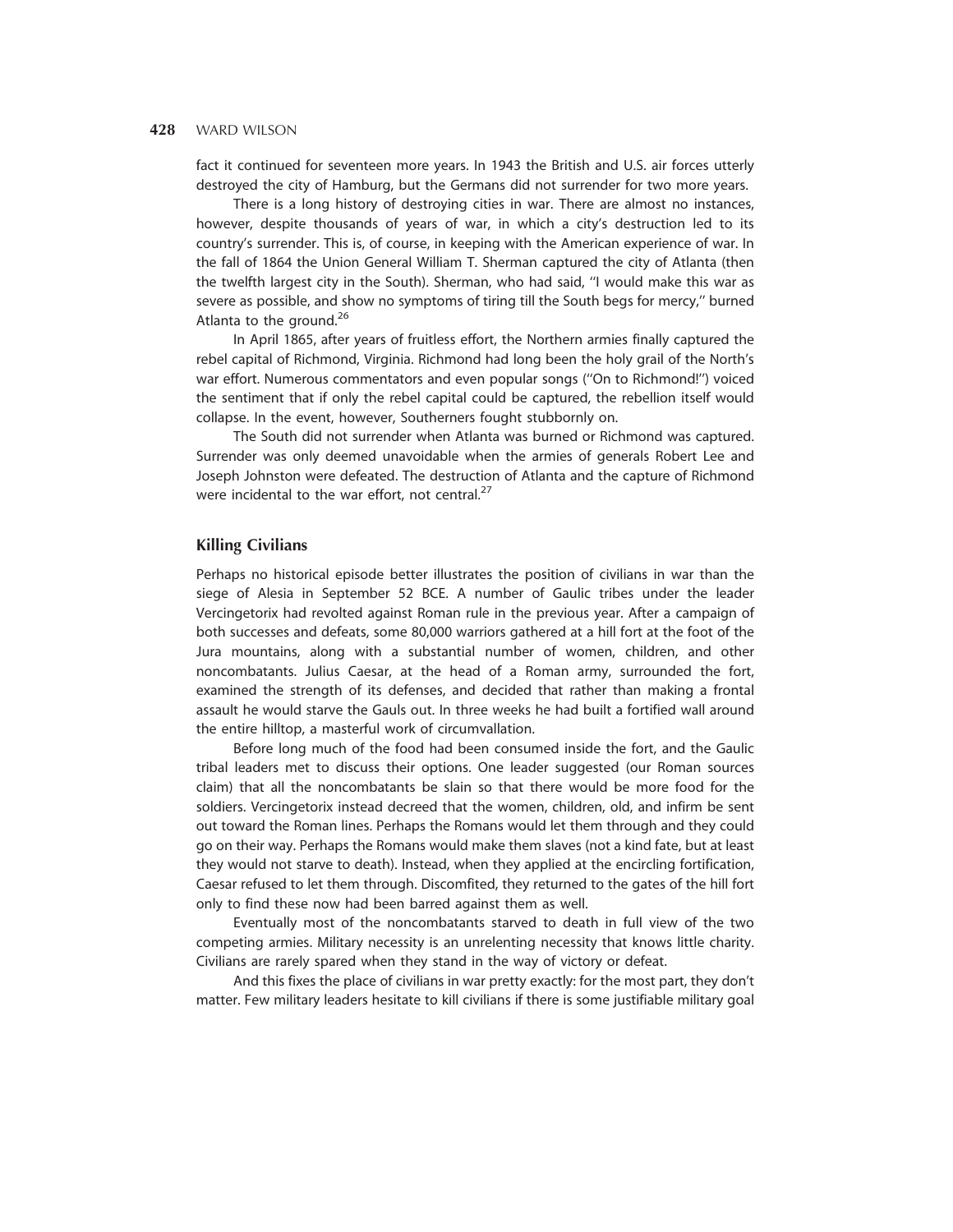fact it continued for seventeen more years. In 1943 the British and U.S. air forces utterly destroyed the city of Hamburg, but the Germans did not surrender for two more years.

There is a long history of destroying cities in war. There are almost no instances, however, despite thousands of years of war, in which a city's destruction led to its country's surrender. This is, of course, in keeping with the American experience of war. In the fall of 1864 the Union General William T. Sherman captured the city of Atlanta (then the twelfth largest city in the South). Sherman, who had said, ''I would make this war as severe as possible, and show no symptoms of tiring till the South begs for mercy,'' burned Atlanta to the ground.[26]

In April 1865, after years of fruitless effort, the Northern armies finally captured the rebel capital of Richmond, Virginia. Richmond had long been the holy grail of the North's war effort. Numerous commentators and even popular songs (''On to Richmond!'') voiced the sentiment that if only the rebel capital could be captured, the rebellion itself would collapse. In the event, however, Southerners fought stubbornly on.

The South did not surrender when Atlanta was burned or Richmond was captured. Surrender was only deemed unavoidable when the armies of generals Robert Lee and Joseph Johnston were defeated. The destruction of Atlanta and the capture of Richmond were incidental to the war effort, not central.[27]

## Killing Civilians

Perhaps no historical episode better illustrates the position of civilians in war than the siege of Alesia in September 52 BCE. A number of Gaulic tribes under the leader Vercingetorix had revolted against Roman rule in the previous year. After a campaign of both successes and defeats, some 80,000 warriors gathered at a hill fort at the foot of the Jura mountains, along with a substantial number of women, children, and other noncombatants. Julius Caesar, at the head of a Roman army, surrounded the fort, examined the strength of its defenses, and decided that rather than making a frontal assault he would starve the Gauls out. In three weeks he had built a fortified wall around the entire hilltop, a masterful work of circumvallation.

Before long much of the food had been consumed inside the fort, and the Gaulic tribal leaders met to discuss their options. One leader suggested (our Roman sources claim) that all the noncombatants be slain so that there would be more food for the soldiers. Vercingetorix instead decreed that the women, children, old, and infirm be sent out toward the Roman lines. Perhaps the Romans would let them through and they could go on their way. Perhaps the Romans would make them slaves (not a kind fate, but at least they would not starve to death). Instead, when they applied at the encircling fortification, Caesar refused to let them through. Discomfited, they returned to the gates of the hill fort only to find these now had been barred against them as well.

Eventually most of the noncombatants starved to death in full view of the two competing armies. Military necessity is an unrelenting necessity that knows little charity. Civilians are rarely spared when they stand in the way of victory or defeat.

And this fixes the place of civilians in war pretty exactly: for the most part, they don't matter. Few military leaders hesitate to kill civilians if there is some justifiable military goal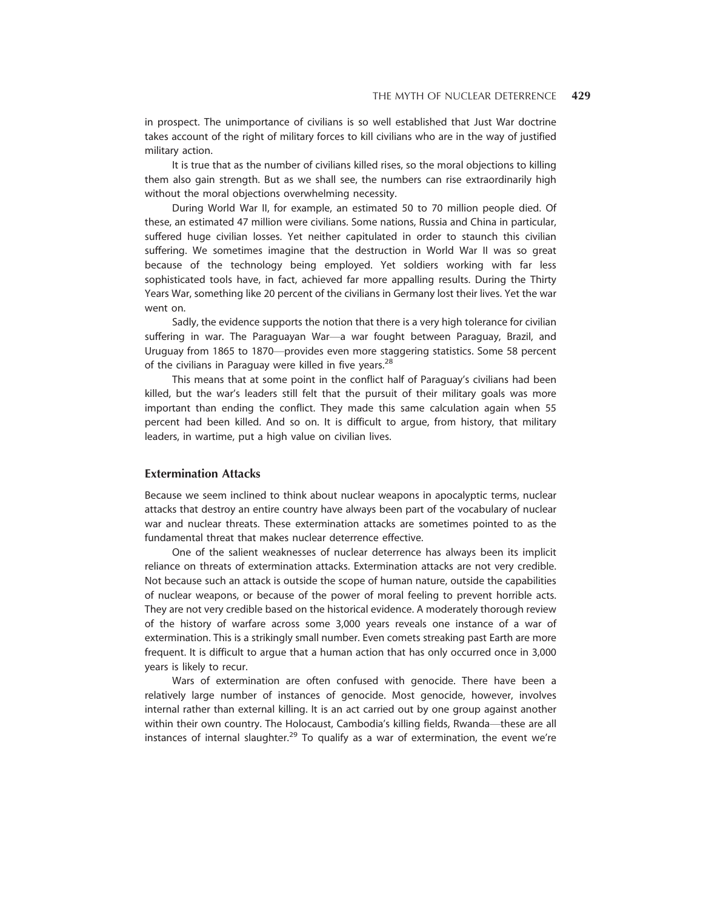in prospect. The unimportance of civilians is so well established that Just War doctrine takes account of the right of military forces to kill civilians who are in the way of justified military action.

It is true that as the number of civilians killed rises, so the moral objections to killing them also gain strength. But as we shall see, the numbers can rise extraordinarily high without the moral objections overwhelming necessity.

During World War II, for example, an estimated 50 to 70 million people died. Of these, an estimated 47 million were civilians. Some nations, Russia and China in particular, suffered huge civilian losses. Yet neither capitulated in order to staunch this civilian suffering. We sometimes imagine that the destruction in World War II was so great because of the technology being employed. Yet soldiers working with far less sophisticated tools have, in fact, achieved far more appalling results. During the Thirty Years War, something like 20 percent of the civilians in Germany lost their lives. Yet the war went on.

Sadly, the evidence supports the notion that there is a very high tolerance for civilian suffering in war. The Paraguayan War—a war fought between Paraguay, Brazil, and Uruguay from 1865 to 1870—provides even more staggering statistics. Some 58 percent of the civilians in Paraguay were killed in five years.[28]

This means that at some point in the conflict half of Paraguay's civilians had been killed, but the war's leaders still felt that the pursuit of their military goals was more important than ending the conflict. They made this same calculation again when 55 percent had been killed. And so on. It is difficult to argue, from history, that military leaders, in wartime, put a high value on civilian lives.

## Extermination Attacks

Because we seem inclined to think about nuclear weapons in apocalyptic terms, nuclear attacks that destroy an entire country have always been part of the vocabulary of nuclear war and nuclear threats. These extermination attacks are sometimes pointed to as the fundamental threat that makes nuclear deterrence effective.

One of the salient weaknesses of nuclear deterrence has always been its implicit reliance on threats of extermination attacks. Extermination attacks are not very credible. Not because such an attack is outside the scope of human nature, outside the capabilities of nuclear weapons, or because of the power of moral feeling to prevent horrible acts. They are not very credible based on the historical evidence. A moderately thorough review of the history of warfare across some 3,000 years reveals one instance of a war of extermination. This is a strikingly small number. Even comets streaking past Earth are more frequent. It is difficult to argue that a human action that has only occurred once in 3,000 years is likely to recur.

Wars of extermination are often confused with genocide. There have been a relatively large number of instances of genocide. Most genocide, however, involves internal rather than external killing. It is an act carried out by one group against another within their own country. The Holocaust, Cambodia's killing fields, Rwanda—these are all instances of internal slaughter.[29] To qualify as a war of extermination, the event we're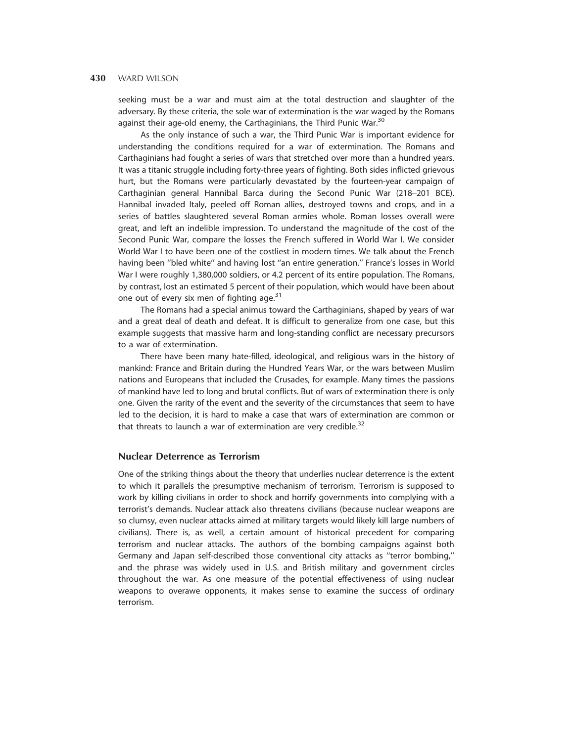seeking must be a war and must aim at the total destruction and slaughter of the adversary. By these criteria, the sole war of extermination is the war waged by the Romans against their age-old enemy, the Carthaginians, the Third Punic War.[30]

As the only instance of such a war, the Third Punic War is important evidence for understanding the conditions required for a war of extermination. The Romans and Carthaginians had fought a series of wars that stretched over more than a hundred years. It was a titanic struggle including forty-three years of fighting. Both sides inflicted grievous hurt, but the Romans were particularly devastated by the fourteen-year campaign of Carthaginian general Hannibal Barca during the Second Punic War (218–201 BCE). Hannibal invaded Italy, peeled off Roman allies, destroyed towns and crops, and in a series of battles slaughtered several Roman armies whole. Roman losses overall were great, and left an indelible impression. To understand the magnitude of the cost of the Second Punic War, compare the losses the French suffered in World War I. We consider World War I to have been one of the costliest in modern times. We talk about the French having been ''bled white'' and having lost ''an entire generation.'' France's losses in World War I were roughly 1,380,000 soldiers, or 4.2 percent of its entire population. The Romans, by contrast, lost an estimated 5 percent of their population, which would have been about one out of every six men of fighting age.[31]

The Romans had a special animus toward the Carthaginians, shaped by years of war and a great deal of death and defeat. It is difficult to generalize from one case, but this example suggests that massive harm and long-standing conflict are necessary precursors to a war of extermination.

There have been many hate-filled, ideological, and religious wars in the history of mankind: France and Britain during the Hundred Years War, or the wars between Muslim nations and Europeans that included the Crusades, for example. Many times the passions of mankind have led to long and brutal conflicts. But of wars of extermination there is only one. Given the rarity of the event and the severity of the circumstances that seem to have led to the decision, it is hard to make a case that wars of extermination are common or that threats to launch a war of extermination are very credible.[32]

## Nuclear Deterrence as Terrorism

One of the striking things about the theory that underlies nuclear deterrence is the extent to which it parallels the presumptive mechanism of terrorism. Terrorism is supposed to work by killing civilians in order to shock and horrify governments into complying with a terrorist's demands. Nuclear attack also threatens civilians (because nuclear weapons are so clumsy, even nuclear attacks aimed at military targets would likely kill large numbers of civilians). There is, as well, a certain amount of historical precedent for comparing terrorism and nuclear attacks. The authors of the bombing campaigns against both Germany and Japan self-described those conventional city attacks as ''terror bombing,'' and the phrase was widely used in U.S. and British military and government circles throughout the war. As one measure of the potential effectiveness of using nuclear weapons to overawe opponents, it makes sense to examine the success of ordinary terrorism.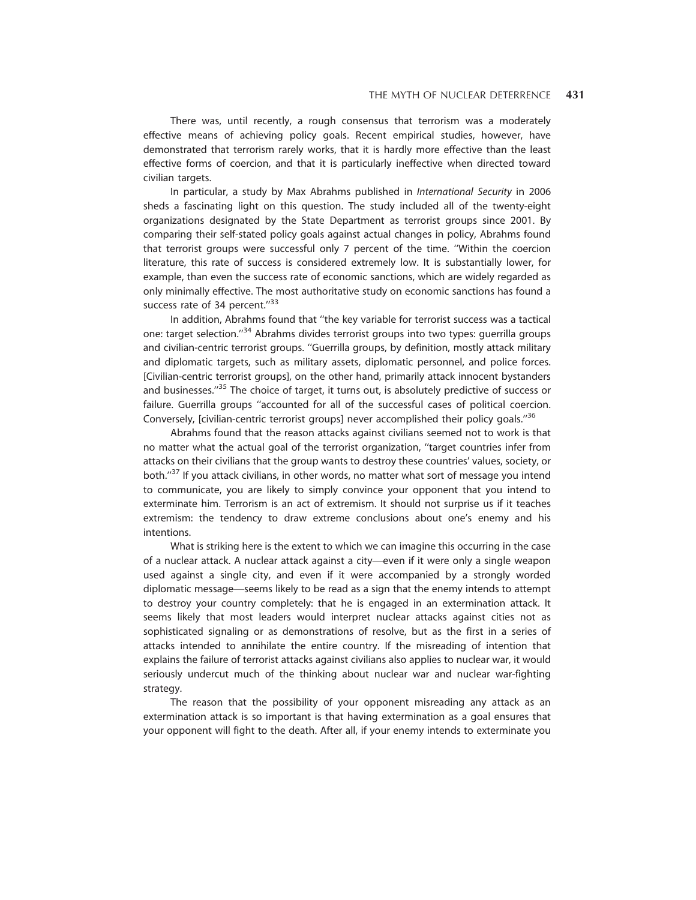There was, until recently, a rough consensus that terrorism was a moderately effective means of achieving policy goals. Recent empirical studies, however, have demonstrated that terrorism rarely works, that it is hardly more effective than the least effective forms of coercion, and that it is particularly ineffective when directed toward civilian targets.

In particular, a study by Max Abrahms published in *International Security* in 2006 sheds a fascinating light on this question. The study included all of the twenty-eight organizations designated by the State Department as terrorist groups since 2001. By comparing their self-stated policy goals against actual changes in policy, Abrahms found that terrorist groups were successful only 7 percent of the time. ''Within the coercion literature, this rate of success is considered extremely low. It is substantially lower, for example, than even the success rate of economic sanctions, which are widely regarded as only minimally effective. The most authoritative study on economic sanctions has found a success rate of 34 percent.''[33]

In addition, Abrahms found that ''the key variable for terrorist success was a tactical one: target selection.''[34] Abrahms divides terrorist groups into two types: guerrilla groups and civilian-centric terrorist groups. ''Guerrilla groups, by definition, mostly attack military and diplomatic targets, such as military assets, diplomatic personnel, and police forces. [Civilian-centric terrorist groups], on the other hand, primarily attack innocent bystanders and businesses.''[35] The choice of target, it turns out, is absolutely predictive of success or failure. Guerrilla groups ''accounted for all of the successful cases of political coercion. Conversely, [civilian-centric terrorist groups] never accomplished their policy goals.''[36]

Abrahms found that the reason attacks against civilians seemed not to work is that no matter what the actual goal of the terrorist organization, ''target countries infer from attacks on their civilians that the group wants to destroy these countries' values, society, or both.''[37] If you attack civilians, in other words, no matter what sort of message you intend to communicate, you are likely to simply convince your opponent that you intend to exterminate him. Terrorism is an act of extremism. It should not surprise us if it teaches extremism: the tendency to draw extreme conclusions about one's enemy and his intentions.

What is striking here is the extent to which we can imagine this occurring in the case of a nuclear attack. A nuclear attack against a city—even if it were only a single weapon used against a single city, and even if it were accompanied by a strongly worded diplomatic message—seems likely to be read as a sign that the enemy intends to attempt to destroy your country completely: that he is engaged in an extermination attack. It seems likely that most leaders would interpret nuclear attacks against cities not as sophisticated signaling or as demonstrations of resolve, but as the first in a series of attacks intended to annihilate the entire country. If the misreading of intention that explains the failure of terrorist attacks against civilians also applies to nuclear war, it would seriously undercut much of the thinking about nuclear war and nuclear war-fighting strategy.

The reason that the possibility of your opponent misreading any attack as an extermination attack is so important is that having extermination as a goal ensures that your opponent will fight to the death. After all, if your enemy intends to exterminate you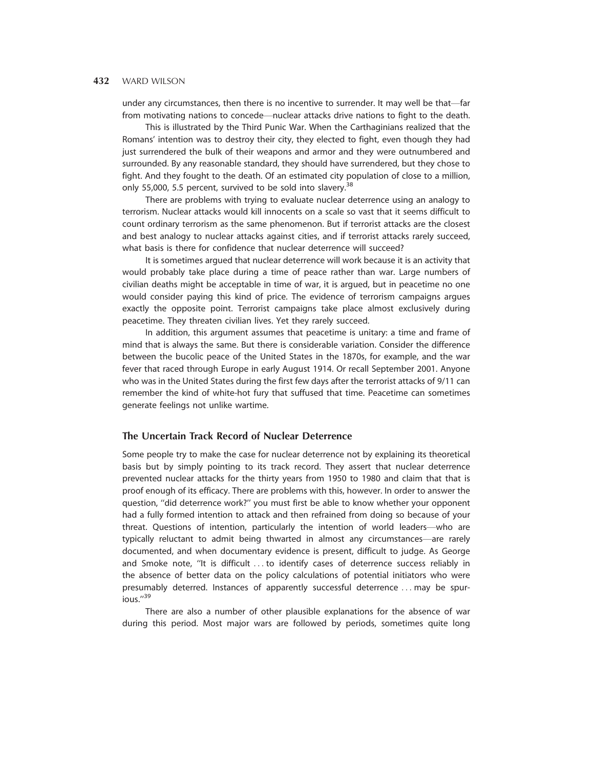under any circumstances, then there is no incentive to surrender. It may well be that—far from motivating nations to concede—nuclear attacks drive nations to fight to the death.

This is illustrated by the Third Punic War. When the Carthaginians realized that the Romans' intention was to destroy their city, they elected to fight, even though they had just surrendered the bulk of their weapons and armor and they were outnumbered and surrounded. By any reasonable standard, they should have surrendered, but they chose to fight. And they fought to the death. Of an estimated city population of close to a million, only 55,000, 5.5 percent, survived to be sold into slavery.[38]

There are problems with trying to evaluate nuclear deterrence using an analogy to terrorism. Nuclear attacks would kill innocents on a scale so vast that it seems difficult to count ordinary terrorism as the same phenomenon. But if terrorist attacks are the closest and best analogy to nuclear attacks against cities, and if terrorist attacks rarely succeed, what basis is there for confidence that nuclear deterrence will succeed?

It is sometimes argued that nuclear deterrence will work because it is an activity that would probably take place during a time of peace rather than war. Large numbers of civilian deaths might be acceptable in time of war, it is argued, but in peacetime no one would consider paying this kind of price. The evidence of terrorism campaigns argues exactly the opposite point. Terrorist campaigns take place almost exclusively during peacetime. They threaten civilian lives. Yet they rarely succeed.

In addition, this argument assumes that peacetime is unitary: a time and frame of mind that is always the same. But there is considerable variation. Consider the difference between the bucolic peace of the United States in the 1870s, for example, and the war fever that raced through Europe in early August 1914. Or recall September 2001. Anyone who was in the United States during the first few days after the terrorist attacks of 9/11 can remember the kind of white-hot fury that suffused that time. Peacetime can sometimes generate feelings not unlike wartime.

## The Uncertain Track Record of Nuclear Deterrence

Some people try to make the case for nuclear deterrence not by explaining its theoretical basis but by simply pointing to its track record. They assert that nuclear deterrence prevented nuclear attacks for the thirty years from 1950 to 1980 and claim that that is proof enough of its efficacy. There are problems with this, however. In order to answer the question, "did deterrence work?" you must first be able to know whether your opponent had a fully formed intention to attack and then refrained from doing so because of your threat. Questions of intention, particularly the intention of world leaders—who are typically reluctant to admit being thwarted in almost any circumstances—are rarely documented, and when documentary evidence is present, difficult to judge. As George and Smoke note, "It is difficult ... to identify cases of deterrence success reliably in the absence of better data on the policy calculations of potential initiators who were presumably deterred. Instances of apparently successful deterrence ... may be spurious."[39]

There are also a number of other plausible explanations for the absence of war during this period. Most major wars are followed by periods, sometimes quite long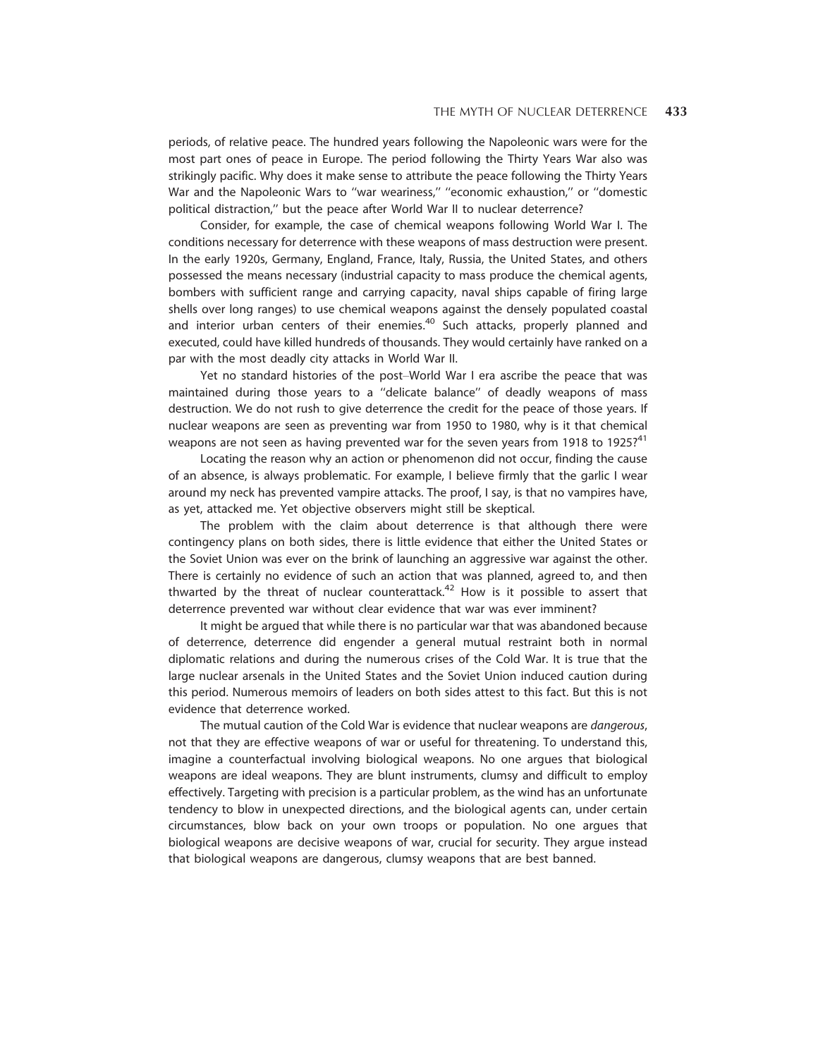periods, of relative peace. The hundred years following the Napoleonic wars were for the most part ones of peace in Europe. The period following the Thirty Years War also was strikingly pacific. Why does it make sense to attribute the peace following the Thirty Years War and the Napoleonic Wars to ''war weariness,'' ''economic exhaustion,'' or ''domestic political distraction,'' but the peace after World War II to nuclear deterrence?

Consider, for example, the case of chemical weapons following World War I. The conditions necessary for deterrence with these weapons of mass destruction were present. In the early 1920s, Germany, England, France, Italy, Russia, the United States, and others possessed the means necessary (industrial capacity to mass produce the chemical agents, bombers with sufficient range and carrying capacity, naval ships capable of firing large shells over long ranges) to use chemical weapons against the densely populated coastal and interior urban centers of their enemies.[40] Such attacks, properly planned and executed, could have killed hundreds of thousands. They would certainly have ranked on a par with the most deadly city attacks in World War II.

Yet no standard histories of the post–World War I era ascribe the peace that was maintained during those years to a ''delicate balance'' of deadly weapons of mass destruction. We do not rush to give deterrence the credit for the peace of those years. If nuclear weapons are seen as preventing war from 1950 to 1980, why is it that chemical weapons are not seen as having prevented war for the seven years from 1918 to 1925?[41]

Locating the reason why an action or phenomenon did not occur, finding the cause of an absence, is always problematic. For example, I believe firmly that the garlic I wear around my neck has prevented vampire attacks. The proof, I say, is that no vampires have, as yet, attacked me. Yet objective observers might still be skeptical.

The problem with the claim about deterrence is that although there were contingency plans on both sides, there is little evidence that either the United States or the Soviet Union was ever on the brink of launching an aggressive war against the other. There is certainly no evidence of such an action that was planned, agreed to, and then thwarted by the threat of nuclear counterattack.[42] How is it possible to assert that deterrence prevented war without clear evidence that war was ever imminent?

It might be argued that while there is no particular war that was abandoned because of deterrence, deterrence did engender a general mutual restraint both in normal diplomatic relations and during the numerous crises of the Cold War. It is true that the large nuclear arsenals in the United States and the Soviet Union induced caution during this period. Numerous memoirs of leaders on both sides attest to this fact. But this is not evidence that deterrence worked.

The mutual caution of the Cold War is evidence that nuclear weapons are *dangerous*, not that they are effective weapons of war or useful for threatening. To understand this, imagine a counterfactual involving biological weapons. No one argues that biological weapons are ideal weapons. They are blunt instruments, clumsy and difficult to employ effectively. Targeting with precision is a particular problem, as the wind has an unfortunate tendency to blow in unexpected directions, and the biological agents can, under certain circumstances, blow back on your own troops or population. No one argues that biological weapons are decisive weapons of war, crucial for security. They argue instead that biological weapons are dangerous, clumsy weapons that are best banned.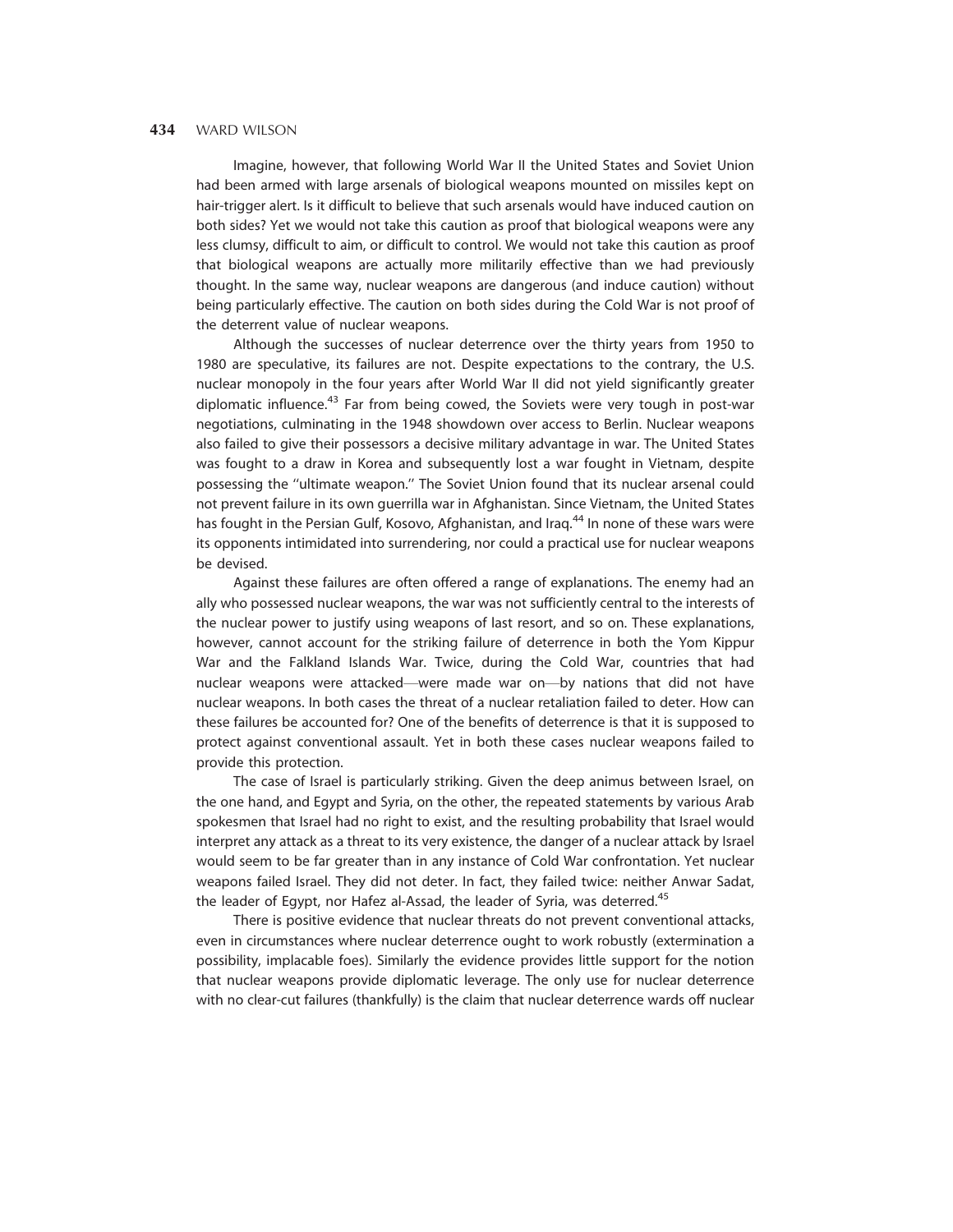Imagine, however, that following World War II the United States and Soviet Union had been armed with large arsenals of biological weapons mounted on missiles kept on hair-trigger alert. Is it difficult to believe that such arsenals would have induced caution on both sides? Yet we would not take this caution as proof that biological weapons were any less clumsy, difficult to aim, or difficult to control. We would not take this caution as proof that biological weapons are actually more militarily effective than we had previously thought. In the same way, nuclear weapons are dangerous (and induce caution) without being particularly effective. The caution on both sides during the Cold War is not proof of the deterrent value of nuclear weapons.

Although the successes of nuclear deterrence over the thirty years from 1950 to 1980 are speculative, its failures are not. Despite expectations to the contrary, the U.S. nuclear monopoly in the four years after World War II did not yield significantly greater diplomatic influence.[43] Far from being cowed, the Soviets were very tough in post-war negotiations, culminating in the 1948 showdown over access to Berlin. Nuclear weapons also failed to give their possessors a decisive military advantage in war. The United States was fought to a draw in Korea and subsequently lost a war fought in Vietnam, despite possessing the ''ultimate weapon.'' The Soviet Union found that its nuclear arsenal could not prevent failure in its own guerrilla war in Afghanistan. Since Vietnam, the United States has fought in the Persian Gulf, Kosovo, Afghanistan, and Iraq.[44] In none of these wars were its opponents intimidated into surrendering, nor could a practical use for nuclear weapons be devised.

Against these failures are often offered a range of explanations. The enemy had an ally who possessed nuclear weapons, the war was not sufficiently central to the interests of the nuclear power to justify using weapons of last resort, and so on. These explanations, however, cannot account for the striking failure of deterrence in both the Yom Kippur War and the Falkland Islands War. Twice, during the Cold War, countries that had nuclear weapons were attacked—were made war on—by nations that did not have nuclear weapons. In both cases the threat of a nuclear retaliation failed to deter. How can these failures be accounted for? One of the benefits of deterrence is that it is supposed to protect against conventional assault. Yet in both these cases nuclear weapons failed to provide this protection.

The case of Israel is particularly striking. Given the deep animus between Israel, on the one hand, and Egypt and Syria, on the other, the repeated statements by various Arab spokesmen that Israel had no right to exist, and the resulting probability that Israel would interpret any attack as a threat to its very existence, the danger of a nuclear attack by Israel would seem to be far greater than in any instance of Cold War confrontation. Yet nuclear weapons failed Israel. They did not deter. In fact, they failed twice: neither Anwar Sadat, the leader of Egypt, nor Hafez al-Assad, the leader of Syria, was deterred.[45]

There is positive evidence that nuclear threats do not prevent conventional attacks, even in circumstances where nuclear deterrence ought to work robustly (extermination a possibility, implacable foes). Similarly the evidence provides little support for the notion that nuclear weapons provide diplomatic leverage. The only use for nuclear deterrence with no clear-cut failures (thankfully) is the claim that nuclear deterrence wards off nuclear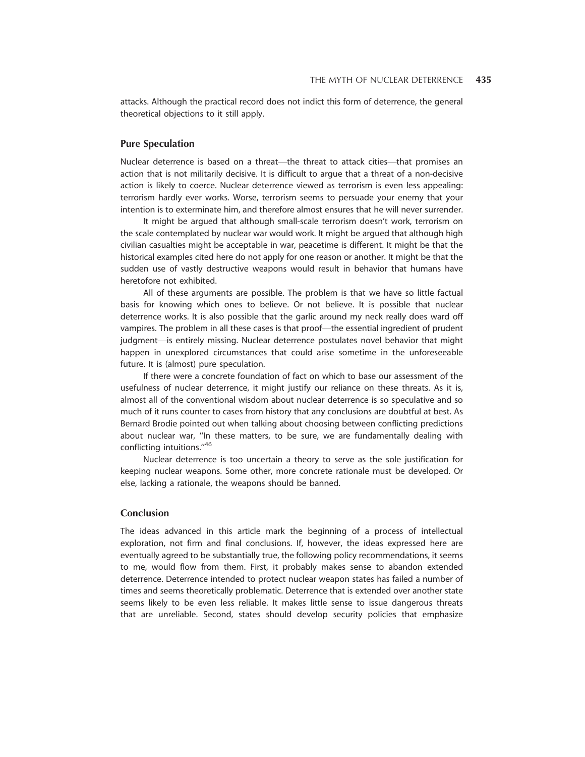attacks. Although the practical record does not indict this form of deterrence, the general theoretical objections to it still apply.

## Pure Speculation

Nuclear deterrence is based on a threat—the threat to attack cities—that promises an action that is not militarily decisive. It is difficult to argue that a threat of a non-decisive action is likely to coerce. Nuclear deterrence viewed as terrorism is even less appealing: terrorism hardly ever works. Worse, terrorism seems to persuade your enemy that your intention is to exterminate him, and therefore almost ensures that he will never surrender.

It might be argued that although small-scale terrorism doesn't work, terrorism on the scale contemplated by nuclear war would work. It might be argued that although high civilian casualties might be acceptable in war, peacetime is different. It might be that the historical examples cited here do not apply for one reason or another. It might be that the sudden use of vastly destructive weapons would result in behavior that humans have heretofore not exhibited.

All of these arguments are possible. The problem is that we have so little factual basis for knowing which ones to believe. Or not believe. It is possible that nuclear deterrence works. It is also possible that the garlic around my neck really does ward off vampires. The problem in all these cases is that proof—the essential ingredient of prudent judgment—is entirely missing. Nuclear deterrence postulates novel behavior that might happen in unexplored circumstances that could arise sometime in the unforeseeable future. It is (almost) pure speculation.

If there were a concrete foundation of fact on which to base our assessment of the usefulness of nuclear deterrence, it might justify our reliance on these threats. As it is, almost all of the conventional wisdom about nuclear deterrence is so speculative and so much of it runs counter to cases from history that any conclusions are doubtful at best. As Bernard Brodie pointed out when talking about choosing between conflicting predictions about nuclear war, "In these matters, to be sure, we are fundamentally dealing with conflicting intuitions."[46]

Nuclear deterrence is too uncertain a theory to serve as the sole justification for keeping nuclear weapons. Some other, more concrete rationale must be developed. Or else, lacking a rationale, the weapons should be banned.

## Conclusion

The ideas advanced in this article mark the beginning of a process of intellectual exploration, not firm and final conclusions. If, however, the ideas expressed here are eventually agreed to be substantially true, the following policy recommendations, it seems to me, would flow from them. First, it probably makes sense to abandon extended deterrence. Deterrence intended to protect nuclear weapon states has failed a number of times and seems theoretically problematic. Deterrence that is extended over another state seems likely to be even less reliable. It makes little sense to issue dangerous threats that are unreliable. Second, states should develop security policies that emphasize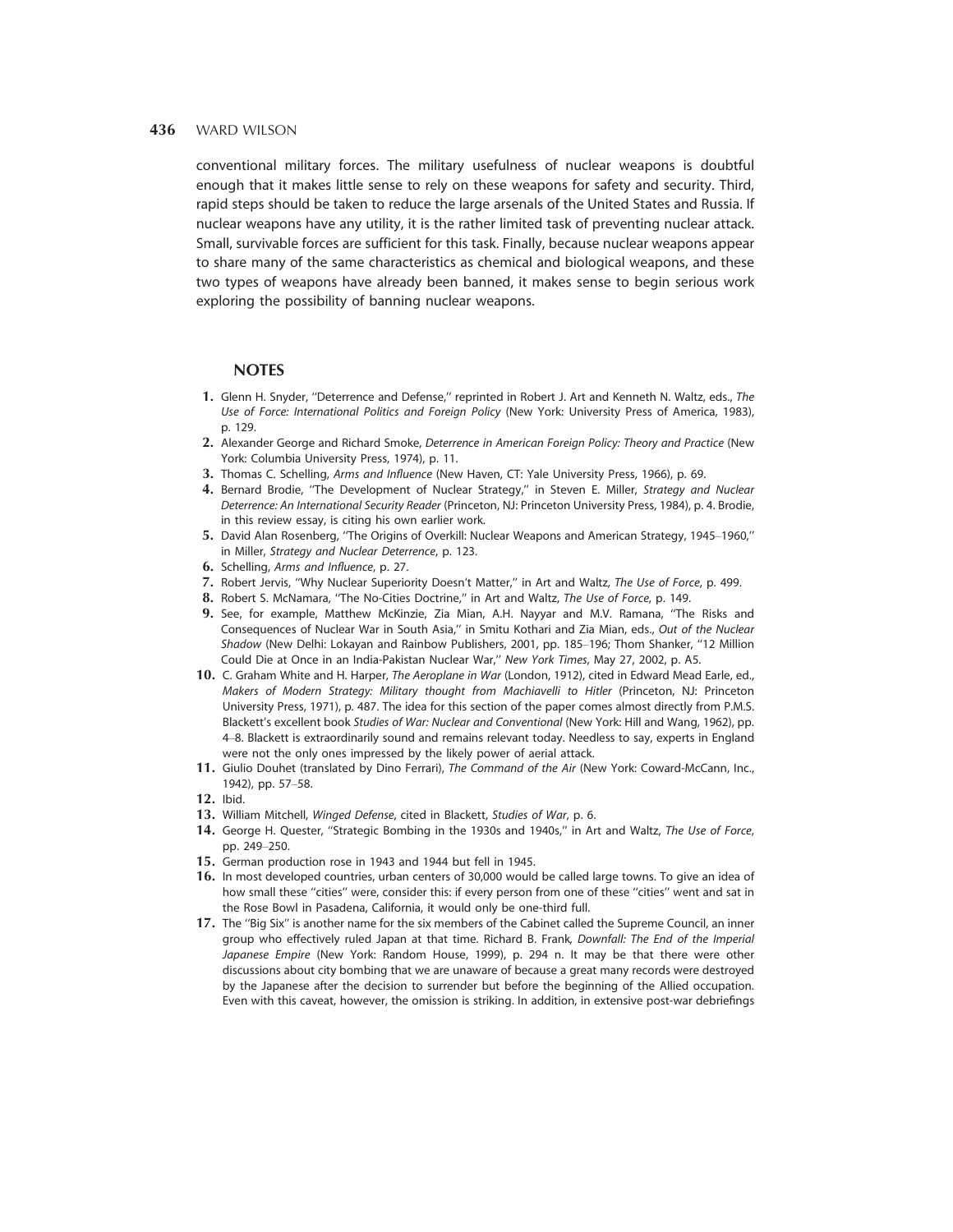conventional military forces. The military usefulness of nuclear weapons is doubtful enough that it makes little sense to rely on these weapons for safety and security. Third, rapid steps should be taken to reduce the large arsenals of the United States and Russia. If nuclear weapons have any utility, it is the rather limited task of preventing nuclear attack. Small, survivable forces are sufficient for this task. Finally, because nuclear weapons appear to share many of the same characteristics as chemical and biological weapons, and these two types of weapons have already been banned, it makes sense to begin serious work exploring the possibility of banning nuclear weapons.

## NOTES

1. Glenn H. Snyder, ''Deterrence and Defense,'' reprinted in Robert J. Art and Kenneth N. Waltz, eds., *The Use of Force: International Politics and Foreign Policy* (New York: University Press of America, 1983), p. 129.
2. Alexander George and Richard Smoke, *Deterrence in American Foreign Policy: Theory and Practice* (New York: Columbia University Press, 1974), p. 11.
3. Thomas C. Schelling, *Arms and Influence* (New Haven, CT: Yale University Press, 1966), p. 69.
4. Bernard Brodie, ''The Development of Nuclear Strategy,'' in Steven E. Miller, *Strategy and Nuclear Deterrence: An International Security Reader* (Princeton, NJ: Princeton University Press, 1984), p. 4. Brodie, in this review essay, is citing his own earlier work.
5. David Alan Rosenberg, ''The Origins of Overkill: Nuclear Weapons and American Strategy, 1945–1960,'' in Miller, *Strategy and Nuclear Deterrence*, p. 123.
6. Schelling, *Arms and Influence*, p. 27.
7. Robert Jervis, ''Why Nuclear Superiority Doesn't Matter,'' in Art and Waltz, *The Use of Force*, p. 499.
8. Robert S. McNamara, ''The No-Cities Doctrine,'' in Art and Waltz, *The Use of Force*, p. 149.
9. See, for example, Matthew McKinzie, Zia Mian, A.H. Nayyar and M.V. Ramana, ''The Risks and Consequences of Nuclear War in South Asia,'' in Smitu Kothari and Zia Mian, eds., *Out of the Nuclear Shadow* (New Delhi: Lokayan and Rainbow Publishers, 2001, pp. 185–196; Thom Shanker, ''12 Million Could Die at Once in an India-Pakistan Nuclear War,'' *New York Times*, May 27, 2002, p. A5.
10. C. Graham White and H. Harper, *The Aeroplane in War* (London, 1912), cited in Edward Mead Earle, ed., *Makers of Modern Strategy: Military thought from Machiavelli to Hitler* (Princeton, NJ: Princeton University Press, 1971), p. 487. The idea for this section of the paper comes almost directly from P.M.S. Blackett's excellent book *Studies of War: Nuclear and Conventional* (New York: Hill and Wang, 1962), pp. 4–8. Blackett is extraordinarily sound and remains relevant today. Needless to say, experts in England were not the only ones impressed by the likely power of aerial attack.
11. Giulio Douhet (translated by Dino Ferrari), *The Command of the Air* (New York: Coward-McCann, Inc., 1942), pp. 57–58.
12. Ibid.
13. William Mitchell, *Winged Defense*, cited in Blackett, *Studies of War*, p. 6.
14. George H. Quester, ''Strategic Bombing in the 1930s and 1940s,'' in Art and Waltz, *The Use of Force*, pp. 249–250.
15. German production rose in 1943 and 1944 but fell in 1945.
16. In most developed countries, urban centers of 30,000 would be called large towns. To give an idea of how small these ''cities'' were, consider this: if every person from one of these ''cities'' went and sat in the Rose Bowl in Pasadena, California, it would only be one-third full.
17. The ''Big Six'' is another name for the six members of the Cabinet called the Supreme Council, an inner group who effectively ruled Japan at that time. Richard B. Frank, *Downfall: The End of the Imperial Japanese Empire* (New York: Random House, 1999), p. 294 n. It may be that there were other discussions about city bombing that we are unaware of because a great many records were destroyed by the Japanese after the decision to surrender but before the beginning of the Allied occupation. Even with this caveat, however, the omission is striking. In addition, in extensive post-war debriefings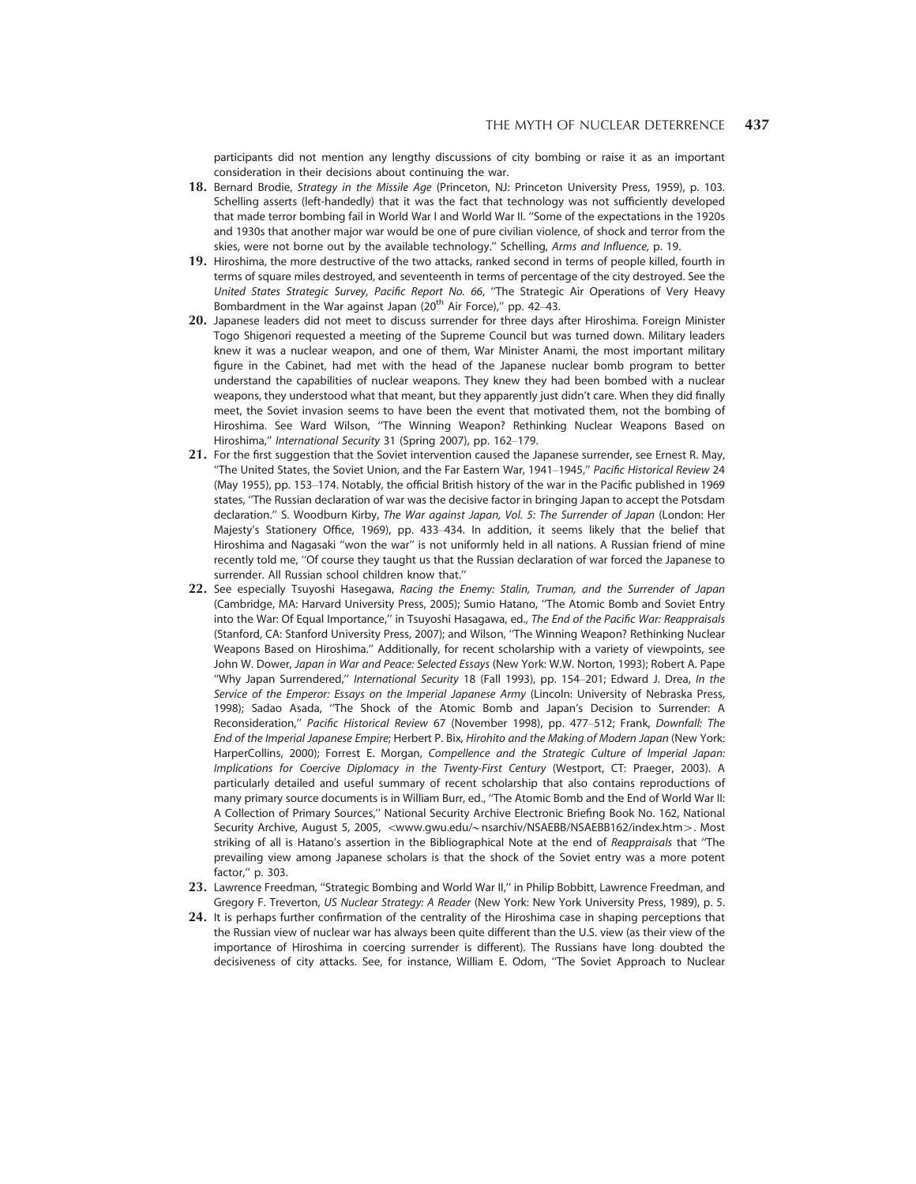participants did not mention any lengthy discussions of city bombing or raise it as an important consideration in their decisions about continuing the war.

18. Bernard Brodie, *Strategy in the Missile Age* (Princeton, NJ: Princeton University Press, 1959), p. 103. Schelling asserts (left-handedly) that it was the fact that technology was not sufficiently developed that made terror bombing fail in World War I and World War II. ''Some of the expectations in the 1920s and 1930s that another major war would be one of pure civilian violence, of shock and terror from the skies, were not borne out by the available technology.'' Schelling, *Arms and Influence*, p. 19.

19. Hiroshima, the more destructive of the two attacks, ranked second in terms of people killed, fourth in terms of square miles destroyed, and seventeenth in terms of percentage of the city destroyed. See the *United States Strategic Survey, Pacific Report No. 66*, ''The Strategic Air Operations of Very Heavy Bombardment in the War against Japan (20th Air Force),'' pp. 42–43.

20. Japanese leaders did not meet to discuss surrender for three days after Hiroshima. Foreign Minister Togo Shigenori requested a meeting of the Supreme Council but was turned down. Military leaders knew it was a nuclear weapon, and one of them, War Minister Anami, the most important military figure in the Cabinet, had met with the head of the Japanese nuclear bomb program to better understand the capabilities of nuclear weapons. They knew they had been bombed with a nuclear weapons, they understood what that meant, but they apparently just didn't care. When they did finally meet, the Soviet invasion seems to have been the event that motivated them, not the bombing of Hiroshima. See Ward Wilson, ''The Winning Weapon? Rethinking Nuclear Weapons Based on Hiroshima,'' *International Security* 31 (Spring 2007), pp. 162–179.

21. For the first suggestion that the Soviet intervention caused the Japanese surrender, see Ernest R. May, ''The United States, the Soviet Union, and the Far Eastern War, 1941–1945,'' *Pacific Historical Review* 24 (May 1955), pp. 153–174. Notably, the official British history of the war in the Pacific published in 1969 states, ''The Russian declaration of war was the decisive factor in bringing Japan to accept the Potsdam declaration.'' S. Woodburn Kirby, *The War against Japan, Vol. 5: The Surrender of Japan* (London: Her Majesty's Stationery Office, 1969), pp. 433–434. In addition, it seems likely that the belief that Hiroshima and Nagasaki ''won the war'' is not uniformly held in all nations. A Russian friend of mine recently told me, ''Of course they taught us that the Russian declaration of war forced the Japanese to surrender. All Russian school children know that.''

22. See especially Tsuyoshi Hasegawa, *Racing the Enemy: Stalin, Truman, and the Surrender of Japan* (Cambridge, MA: Harvard University Press, 2005); Sumio Hatano, ''The Atomic Bomb and Soviet Entry into the War: Of Equal Importance,'' in Tsuyoshi Hasagawa, ed., *The End of the Pacific War: Reappraisals* (Stanford, CA: Stanford University Press, 2007); and Wilson, ''The Winning Weapon? Rethinking Nuclear Weapons Based on Hiroshima.'' Additionally, for recent scholarship with a variety of viewpoints, see John W. Dower, *Japan in War and Peace: Selected Essays* (New York: W.W. Norton, 1993); Robert A. Pape ''Why Japan Surrendered,'' *International Security* 18 (Fall 1993), pp. 154–201; Edward J. Drea, *In the Service of the Emperor: Essays on the Imperial Japanese Army* (Lincoln: University of Nebraska Press, 1998); Sadao Asada, ''The Shock of the Atomic Bomb and Japan's Decision to Surrender: A Reconsideration,'' *Pacific Historical Review* 67 (November 1998), pp. 477–512; Frank, *Downfall: The End of the Imperial Japanese Empire*; Herbert P. Bix, *Hirohito and the Making of Modern Japan* (New York: HarperCollins, 2000); Forrest E. Morgan, *Compellence and the Strategic Culture of Imperial Japan: Implications for Coercive Diplomacy in the Twenty-First Century* (Westport, CT: Praeger, 2003). A particularly detailed and useful summary of recent scholarship that also contains reproductions of many primary source documents is in William Burr, ed., ''The Atomic Bomb and the End of World War II: A Collection of Primary Sources,'' National Security Archive Electronic Briefing Book No. 162, National Security Archive, August 5, 2005, <www.gwu.edu/~nsarchiv/NSAEBB/NSAEBB162/index.htm>. Most striking of all is Hatano's assertion in the Bibliographical Note at the end of *Reappraisals* that ''The prevailing view among Japanese scholars is that the shock of the Soviet entry was a more potent factor,'' p. 303.

23. Lawrence Freedman, ''Strategic Bombing and World War II,'' in Philip Bobbitt, Lawrence Freedman, and Gregory F. Treverton, *US Nuclear Strategy: A Reader* (New York: New York University Press, 1989), p. 5.

24. It is perhaps further confirmation of the centrality of the Hiroshima case in shaping perceptions that the Russian view of nuclear war has always been quite different than the U.S. view (as their view of the importance of Hiroshima in coercing surrender is different). The Russians have long doubted the decisiveness of city attacks. See, for instance, William E. Odom, ''The Soviet Approach to Nuclear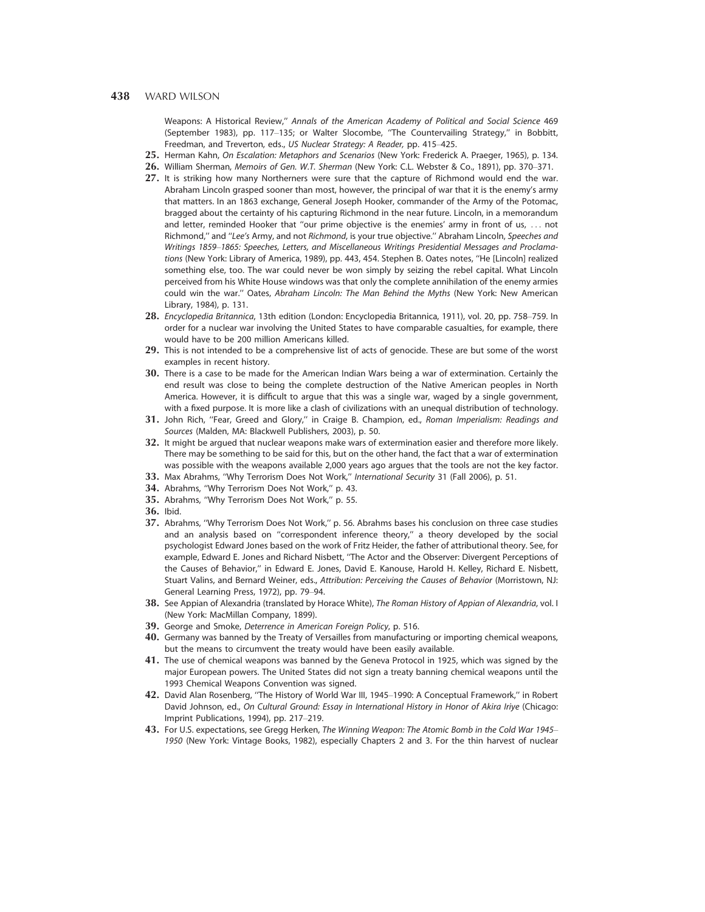Weapons: A Historical Review,'' *Annals of the American Academy of Political and Social Science* 469 (September 1983), pp. 117–135; or Walter Slocombe, ''The Countervailing Strategy,'' in Bobbitt, Freedman, and Treverton, eds., *US Nuclear Strategy: A Reader,* pp. 415–425.

**25.** Herman Kahn, *On Escalation: Metaphors and Scenarios* (New York: Frederick A. Praeger, 1965), p. 134.

**26.** William Sherman, *Memoirs of Gen. W.T. Sherman* (New York: C.L. Webster & Co., 1891), pp. 370–371.

**27.** It is striking how many Northerners were sure that the capture of Richmond would end the war. Abraham Lincoln grasped sooner than most, however, the principal of war that it is the enemy's army that matters. In an 1863 exchange, General Joseph Hooker, commander of the Army of the Potomac, bragged about the certainty of his capturing Richmond in the near future. Lincoln, in a memorandum and letter, reminded Hooker that ''our prime objective is the enemies' army in front of us, ... not Richmond,'' and ''*Lee's* Army, and not *Richmond*, is your true objective.'' Abraham Lincoln, *Speeches and Writings 1859–1865: Speeches, Letters, and Miscellaneous Writings Presidential Messages and Proclamations* (New York: Library of America, 1989), pp. 443, 454. Stephen B. Oates notes, ''He [Lincoln] realized something else, too. The war could never be won simply by seizing the rebel capital. What Lincoln perceived from his White House windows was that only the complete annihilation of the enemy armies could win the war.'' Oates, *Abraham Lincoln: The Man Behind the Myths* (New York: New American Library, 1984), p. 131.

**28.** *Encyclopedia Britannica*, 13th edition (London: Encyclopedia Britannica, 1911), vol. 20, pp. 758–759. In order for a nuclear war involving the United States to have comparable casualties, for example, there would have to be 200 million Americans killed.

**29.** This is not intended to be a comprehensive list of acts of genocide. These are but some of the worst examples in recent history.

**30.** There is a case to be made for the American Indian Wars being a war of extermination. Certainly the end result was close to being the complete destruction of the Native American peoples in North America. However, it is difficult to argue that this was a single war, waged by a single government, with a fixed purpose. It is more like a clash of civilizations with an unequal distribution of technology.

**31.** John Rich, ''Fear, Greed and Glory,'' in Craige B. Champion, ed., *Roman Imperialism: Readings and Sources* (Malden, MA: Blackwell Publishers, 2003), p. 50.

**32.** It might be argued that nuclear weapons make wars of extermination easier and therefore more likely. There may be something to be said for this, but on the other hand, the fact that a war of extermination was possible with the weapons available 2,000 years ago argues that the tools are not the key factor.

**33.** Max Abrahms, ''Why Terrorism Does Not Work,'' *International Security* 31 (Fall 2006), p. 51.

**34.** Abrahms, ''Why Terrorism Does Not Work,'' p. 43.

**35.** Abrahms, ''Why Terrorism Does Not Work,'' p. 55.

**36.** Ibid.

**37.** Abrahms, ''Why Terrorism Does Not Work,'' p. 56. Abrahms bases his conclusion on three case studies and an analysis based on ''correspondent inference theory,'' a theory developed by the social psychologist Edward Jones based on the work of Fritz Heider, the father of attributional theory. See, for example, Edward E. Jones and Richard Nisbett, ''The Actor and the Observer: Divergent Perceptions of the Causes of Behavior,'' in Edward E. Jones, David E. Kanouse, Harold H. Kelley, Richard E. Nisbett, Stuart Valins, and Bernard Weiner, eds., *Attribution: Perceiving the Causes of Behavior* (Morristown, NJ: General Learning Press, 1972), pp. 79–94.

**38.** See Appian of Alexandria (translated by Horace White), *The Roman History of Appian of Alexandria*, vol. I (New York: MacMillan Company, 1899).

**39.** George and Smoke, *Deterrence in American Foreign Policy*, p. 516.

**40.** Germany was banned by the Treaty of Versailles from manufacturing or importing chemical weapons, but the means to circumvent the treaty would have been easily available.

**41.** The use of chemical weapons was banned by the Geneva Protocol in 1925, which was signed by the major European powers. The United States did not sign a treaty banning chemical weapons until the 1993 Chemical Weapons Convention was signed.

**42.** David Alan Rosenberg, ''The History of World War III, 1945–1990: A Conceptual Framework,'' in Robert David Johnson, ed., *On Cultural Ground: Essay in International History in Honor of Akira Iriye* (Chicago: Imprint Publications, 1994), pp. 217–219.

**43.** For U.S. expectations, see Gregg Herken, *The Winning Weapon: The Atomic Bomb in the Cold War 1945–1950* (New York: Vintage Books, 1982), especially Chapters 2 and 3. For the thin harvest of nuclear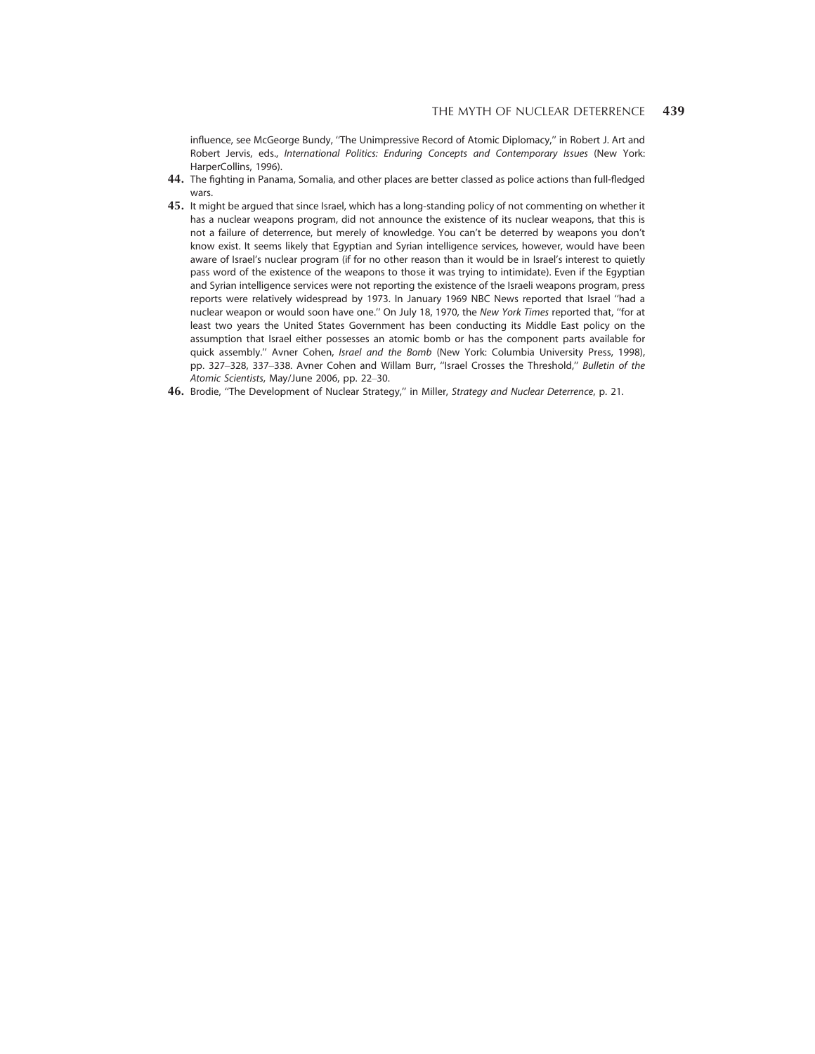influence, see McGeorge Bundy, ''The Unimpressive Record of Atomic Diplomacy,'' in Robert J. Art and Robert Jervis, eds., *International Politics: Enduring Concepts and Contemporary Issues* (New York: HarperCollins, 1996).

**44.** The fighting in Panama, Somalia, and other places are better classed as police actions than full-fledged wars.

**45.** It might be argued that since Israel, which has a long-standing policy of not commenting on whether it has a nuclear weapons program, did not announce the existence of its nuclear weapons, that this is not a failure of deterrence, but merely of knowledge. You can't be deterred by weapons you don't know exist. It seems likely that Egyptian and Syrian intelligence services, however, would have been aware of Israel's nuclear program (if for no other reason than it would be in Israel's interest to quietly pass word of the existence of the weapons to those it was trying to intimidate). Even if the Egyptian and Syrian intelligence services were not reporting the existence of the Israeli weapons program, press reports were relatively widespread by 1973. In January 1969 NBC News reported that Israel ''had a nuclear weapon or would soon have one.'' On July 18, 1970, the *New York Times* reported that, ''for at least two years the United States Government has been conducting its Middle East policy on the assumption that Israel either possesses an atomic bomb or has the component parts available for quick assembly.'' Avner Cohen, *Israel and the Bomb* (New York: Columbia University Press, 1998), pp. 327–328, 337–338. Avner Cohen and Willam Burr, ''Israel Crosses the Threshold,'' *Bulletin of the Atomic Scientists*, May/June 2006, pp. 22–30.

**46.** Brodie, ''The Development of Nuclear Strategy,'' in Miller, *Strategy and Nuclear Deterrence*, p. 21.